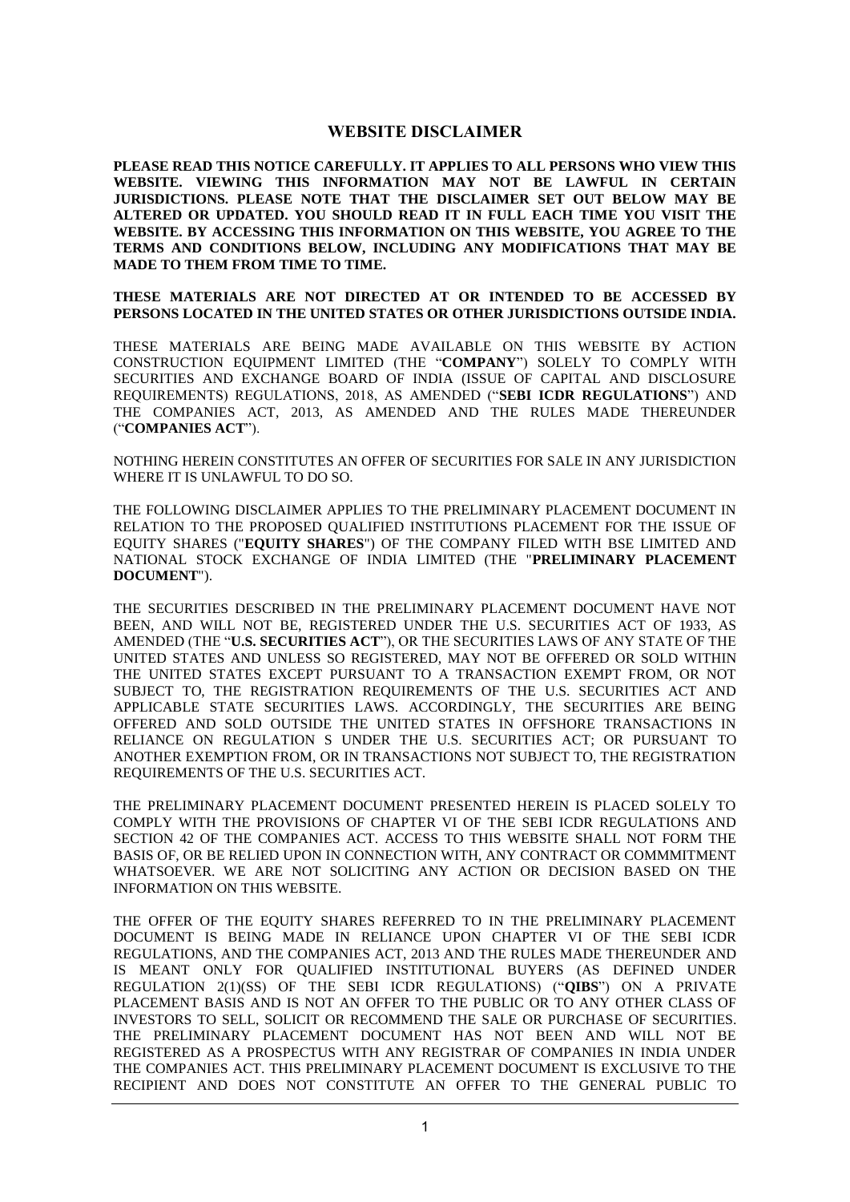# WEBSITE DISCLAIMER

**PLEASE READ THIS NOTICE CAREFULLY. IT APPLIES TO ALL PERSONS WHO VIEW THIS WEBSITE. VIEWING THIS INFORMATION MAY NOT BE LAWFUL IN CERTAIN JURISDICTIONS. PLEASE NOTE THAT THE DISCLAIMER SET OUT BELOW MAY BE ALTERED OR UPDATED. YOU SHOULD READ IT IN FULL EACH TIME YOU VISIT THE WEBSITE. BY ACCESSING THIS INFORMATION ON THIS WEBSITE, YOU AGREE TO THE TERMS AND CONDITIONS BELOW, INCLUDING ANY MODIFICATIONS THAT MAY BE MADE TO THEM FROM TIME TO TIME.**

**THESE MATERIALS ARE NOT DIRECTED AT OR INTENDED TO BE ACCESSED BY PERSONS LOCATED IN THE UNITED STATES OR OTHER JURISDICTIONS OUTSIDE INDIA.**

THESE MATERIALS ARE BEING MADE AVAILABLE ON THIS WEBSITE BY ACTION CONSTRUCTION EQUIPMENT LIMITED (THE "**COMPANY**") SOLELY TO COMPLY WITH SECURITIES AND EXCHANGE BOARD OF INDIA (ISSUE OF CAPITAL AND DISCLOSURE REQUIREMENTS) REGULATIONS, 2018, AS AMENDED ("**SEBI ICDR REGULATIONS**") AND THE COMPANIES ACT, 2013, AS AMENDED AND THE RULES MADE THEREUNDER ("**COMPANIES ACT**").

NOTHING HEREIN CONSTITUTES AN OFFER OF SECURITIES FOR SALE IN ANY JURISDICTION WHERE IT IS UNLAWFUL TO DO SO.

THE FOLLOWING DISCLAIMER APPLIES TO THE PRELIMINARY PLACEMENT DOCUMENT IN RELATION TO THE PROPOSED QUALIFIED INSTITUTIONS PLACEMENT FOR THE ISSUE OF EQUITY SHARES ("**EQUITY SHARES**") OF THE COMPANY FILED WITH BSE LIMITED AND NATIONAL STOCK EXCHANGE OF INDIA LIMITED (THE "**PRELIMINARY PLACEMENT DOCUMENT**").

THE SECURITIES DESCRIBED IN THE PRELIMINARY PLACEMENT DOCUMENT HAVE NOT BEEN, AND WILL NOT BE, REGISTERED UNDER THE U.S. SECURITIES ACT OF 1933, AS AMENDED (THE "**U.S. SECURITIES ACT**"), OR THE SECURITIES LAWS OF ANY STATE OF THE UNITED STATES AND UNLESS SO REGISTERED, MAY NOT BE OFFERED OR SOLD WITHIN THE UNITED STATES EXCEPT PURSUANT TO A TRANSACTION EXEMPT FROM, OR NOT SUBJECT TO, THE REGISTRATION REQUIREMENTS OF THE U.S. SECURITIES ACT AND APPLICABLE STATE SECURITIES LAWS. ACCORDINGLY, THE SECURITIES ARE BEING OFFERED AND SOLD OUTSIDE THE UNITED STATES IN OFFSHORE TRANSACTIONS IN RELIANCE ON REGULATION S UNDER THE U.S. SECURITIES ACT; OR PURSUANT TO ANOTHER EXEMPTION FROM, OR IN TRANSACTIONS NOT SUBJECT TO, THE REGISTRATION REQUIREMENTS OF THE U.S. SECURITIES ACT.

THE PRELIMINARY PLACEMENT DOCUMENT PRESENTED HEREIN IS PLACED SOLELY TO COMPLY WITH THE PROVISIONS OF CHAPTER VI OF THE SEBI ICDR REGULATIONS AND SECTION 42 OF THE COMPANIES ACT. ACCESS TO THIS WEBSITE SHALL NOT FORM THE BASIS OF, OR BE RELIED UPON IN CONNECTION WITH, ANY CONTRACT OR COMMMITMENT WHATSOEVER. WE ARE NOT SOLICITING ANY ACTION OR DECISION BASED ON THE INFORMATION ON THIS WEBSITE.

THE OFFER OF THE EQUITY SHARES REFERRED TO IN THE PRELIMINARY PLACEMENT DOCUMENT IS BEING MADE IN RELIANCE UPON CHAPTER VI OF THE SEBI ICDR REGULATIONS, AND THE COMPANIES ACT, 2013 AND THE RULES MADE THEREUNDER AND IS MEANT ONLY FOR QUALIFIED INSTITUTIONAL BUYERS (AS DEFINED UNDER REGULATION 2(1)(SS) OF THE SEBI ICDR REGULATIONS) ("**QIBS**") ON A PRIVATE PLACEMENT BASIS AND IS NOT AN OFFER TO THE PUBLIC OR TO ANY OTHER CLASS OF INVESTORS TO SELL, SOLICIT OR RECOMMEND THE SALE OR PURCHASE OF SECURITIES. THE PRELIMINARY PLACEMENT DOCUMENT HAS NOT BEEN AND WILL NOT BE REGISTERED AS A PROSPECTUS WITH ANY REGISTRAR OF COMPANIES IN INDIA UNDER THE COMPANIES ACT. THIS PRELIMINARY PLACEMENT DOCUMENT IS EXCLUSIVE TO THE RECIPIENT AND DOES NOT CONSTITUTE AN OFFER TO THE GENERAL PUBLIC TO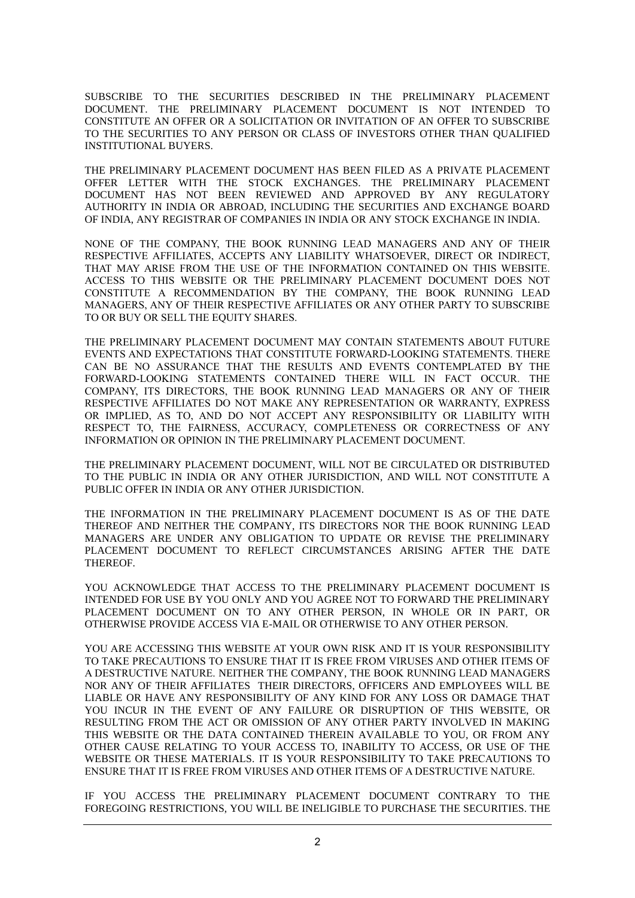SUBSCRIBE TO THE SECURITIES DESCRIBED IN THE PRELIMINARY PLACEMENT DOCUMENT. THE PRELIMINARY PLACEMENT DOCUMENT IS NOT INTENDED TO CONSTITUTE AN OFFER OR A SOLICITATION OR INVITATION OF AN OFFER TO SUBSCRIBE TO THE SECURITIES TO ANY PERSON OR CLASS OF INVESTORS OTHER THAN QUALIFIED INSTITUTIONAL BUYERS.

THE PRELIMINARY PLACEMENT DOCUMENT HAS BEEN FILED AS A PRIVATE PLACEMENT OFFER LETTER WITH THE STOCK EXCHANGES. THE PRELIMINARY PLACEMENT DOCUMENT HAS NOT BEEN REVIEWED AND APPROVED BY ANY REGULATORY AUTHORITY IN INDIA OR ABROAD, INCLUDING THE SECURITIES AND EXCHANGE BOARD OF INDIA, ANY REGISTRAR OF COMPANIES IN INDIA OR ANY STOCK EXCHANGE IN INDIA.

NONE OF THE COMPANY, THE BOOK RUNNING LEAD MANAGERS AND ANY OF THEIR RESPECTIVE AFFILIATES, ACCEPTS ANY LIABILITY WHATSOEVER, DIRECT OR INDIRECT, THAT MAY ARISE FROM THE USE OF THE INFORMATION CONTAINED ON THIS WEBSITE. ACCESS TO THIS WEBSITE OR THE PRELIMINARY PLACEMENT DOCUMENT DOES NOT CONSTITUTE A RECOMMENDATION BY THE COMPANY, THE BOOK RUNNING LEAD MANAGERS, ANY OF THEIR RESPECTIVE AFFILIATES OR ANY OTHER PARTY TO SUBSCRIBE TO OR BUY OR SELL THE EQUITY SHARES.

THE PRELIMINARY PLACEMENT DOCUMENT MAY CONTAIN STATEMENTS ABOUT FUTURE EVENTS AND EXPECTATIONS THAT CONSTITUTE FORWARD-LOOKING STATEMENTS. THERE CAN BE NO ASSURANCE THAT THE RESULTS AND EVENTS CONTEMPLATED BY THE FORWARD-LOOKING STATEMENTS CONTAINED THERE WILL IN FACT OCCUR. THE COMPANY, ITS DIRECTORS, THE BOOK RUNNING LEAD MANAGERS OR ANY OF THEIR RESPECTIVE AFFILIATES DO NOT MAKE ANY REPRESENTATION OR WARRANTY, EXPRESS OR IMPLIED, AS TO, AND DO NOT ACCEPT ANY RESPONSIBILITY OR LIABILITY WITH RESPECT TO, THE FAIRNESS, ACCURACY, COMPLETENESS OR CORRECTNESS OF ANY INFORMATION OR OPINION IN THE PRELIMINARY PLACEMENT DOCUMENT.

THE PRELIMINARY PLACEMENT DOCUMENT, WILL NOT BE CIRCULATED OR DISTRIBUTED TO THE PUBLIC IN INDIA OR ANY OTHER JURISDICTION, AND WILL NOT CONSTITUTE A PUBLIC OFFER IN INDIA OR ANY OTHER JURISDICTION.

THE INFORMATION IN THE PRELIMINARY PLACEMENT DOCUMENT IS AS OF THE DATE THEREOF AND NEITHER THE COMPANY, ITS DIRECTORS NOR THE BOOK RUNNING LEAD MANAGERS ARE UNDER ANY OBLIGATION TO UPDATE OR REVISE THE PRELIMINARY PLACEMENT DOCUMENT TO REFLECT CIRCUMSTANCES ARISING AFTER THE DATE THEREOF.

YOU ACKNOWLEDGE THAT ACCESS TO THE PRELIMINARY PLACEMENT DOCUMENT IS INTENDED FOR USE BY YOU ONLY AND YOU AGREE NOT TO FORWARD THE PRELIMINARY PLACEMENT DOCUMENT ON TO ANY OTHER PERSON, IN WHOLE OR IN PART, OR OTHERWISE PROVIDE ACCESS VIA E-MAIL OR OTHERWISE TO ANY OTHER PERSON.

YOU ARE ACCESSING THIS WEBSITE AT YOUR OWN RISK AND IT IS YOUR RESPONSIBILITY TO TAKE PRECAUTIONS TO ENSURE THAT IT IS FREE FROM VIRUSES AND OTHER ITEMS OF A DESTRUCTIVE NATURE. NEITHER THE COMPANY, THE BOOK RUNNING LEAD MANAGERS NOR ANY OF THEIR AFFILIATES THEIR DIRECTORS, OFFICERS AND EMPLOYEES WILL BE LIABLE OR HAVE ANY RESPONSIBILITY OF ANY KIND FOR ANY LOSS OR DAMAGE THAT YOU INCUR IN THE EVENT OF ANY FAILURE OR DISRUPTION OF THIS WEBSITE, OR RESULTING FROM THE ACT OR OMISSION OF ANY OTHER PARTY INVOLVED IN MAKING THIS WEBSITE OR THE DATA CONTAINED THEREIN AVAILABLE TO YOU, OR FROM ANY OTHER CAUSE RELATING TO YOUR ACCESS TO, INABILITY TO ACCESS, OR USE OF THE WEBSITE OR THESE MATERIALS. IT IS YOUR RESPONSIBILITY TO TAKE PRECAUTIONS TO ENSURE THAT IT IS FREE FROM VIRUSES AND OTHER ITEMS OF A DESTRUCTIVE NATURE.

IF YOU ACCESS THE PRELIMINARY PLACEMENT DOCUMENT CONTRARY TO THE FOREGOING RESTRICTIONS, YOU WILL BE INELIGIBLE TO PURCHASE THE SECURITIES. THE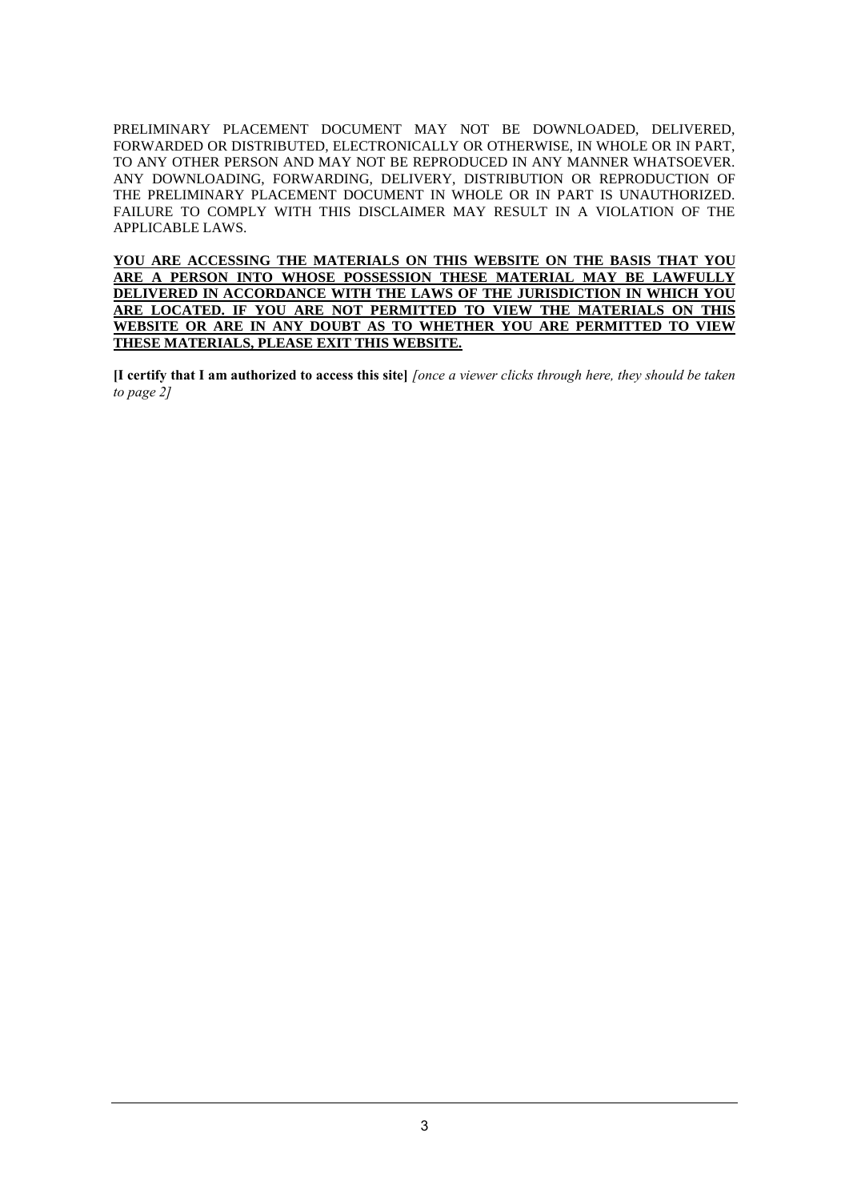PRELIMINARY PLACEMENT DOCUMENT MAY NOT BE DOWNLOADED, DELIVERED, FORWARDED OR DISTRIBUTED, ELECTRONICALLY OR OTHERWISE, IN WHOLE OR IN PART, TO ANY OTHER PERSON AND MAY NOT BE REPRODUCED IN ANY MANNER WHATSOEVER. ANY DOWNLOADING, FORWARDING, DELIVERY, DISTRIBUTION OR REPRODUCTION OF THE PRELIMINARY PLACEMENT DOCUMENT IN WHOLE OR IN PART IS UNAUTHORIZED. FAILURE TO COMPLY WITH THIS DISCLAIMER MAY RESULT IN A VIOLATION OF THE APPLICABLE LAWS.

**YOU ARE ACCESSING THE MATERIALS ON THIS WEBSITE ON THE BASIS THAT YOU ARE A PERSON INTO WHOSE POSSESSION THESE MATERIAL MAY BE LAWFULLY DELIVERED IN ACCORDANCE WITH THE LAWS OF THE JURISDICTION IN WHICH YOU ARE LOCATED. IF YOU ARE NOT PERMITTED TO VIEW THE MATERIALS ON THIS WEBSITE OR ARE IN ANY DOUBT AS TO WHETHER YOU ARE PERMITTED TO VIEW THESE MATERIALS, PLEASE EXIT THIS WEBSITE.**

**[I certify that I am authorized to access this site]** *[once a viewer clicks through here, they should be taken to page 2]*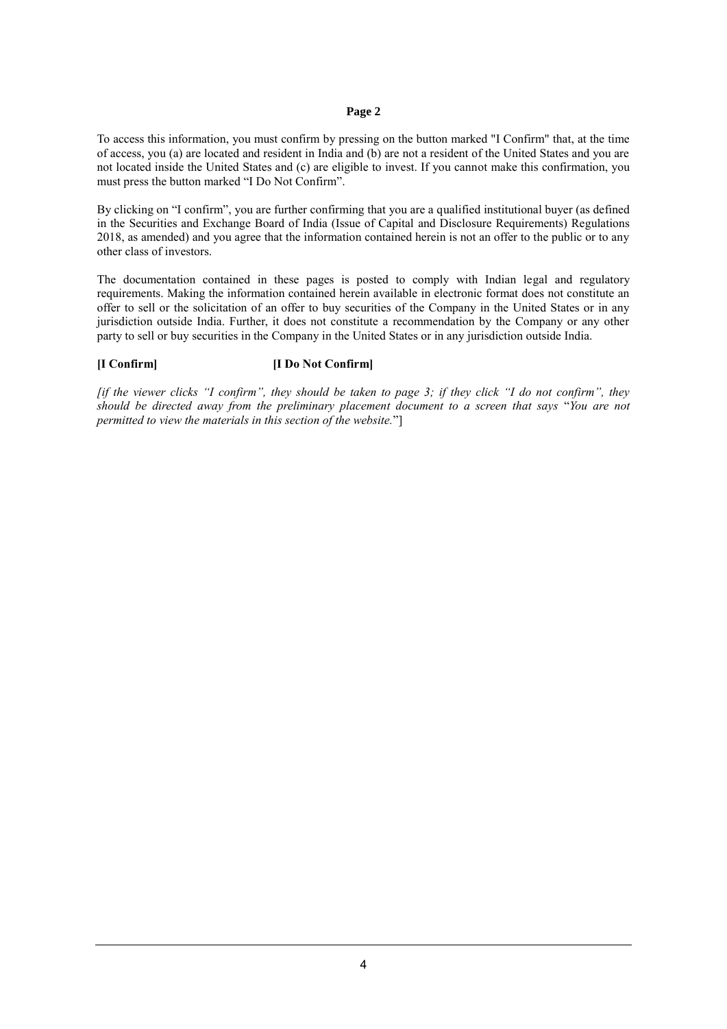**Page 2**

To access this information, you must confirm by pressing on the button marked "I Confirm" that, at the time of access, you (a) are located and resident in India and (b) are not a resident of the United States and you are not located inside the United States and (c) are eligible to invest. If you cannot make this confirmation, you must press the button marked "I Do Not Confirm".

By clicking on "I confirm", you are further confirming that you are a qualified institutional buyer (as defined in the Securities and Exchange Board of India (Issue of Capital and Disclosure Requirements) Regulations 2018, as amended) and you agree that the information contained herein is not an offer to the public or to any other class of investors.

The documentation contained in these pages is posted to comply with Indian legal and regulatory requirements. Making the information contained herein available in electronic format does not constitute an offer to sell or the solicitation of an offer to buy securities of the Company in the United States or in any jurisdiction outside India. Further, it does not constitute a recommendation by the Company or any other party to sell or buy securities in the Company in the United States or in any jurisdiction outside India.

**[I Confirm]** **[I Do Not Confirm]**

*[if the viewer clicks "I confirm", they should be taken to page 3; if they click "I do not confirm", they should be directed away from the preliminary placement document to a screen that says* "*You are not permitted to view the materials in this section of the website.*"]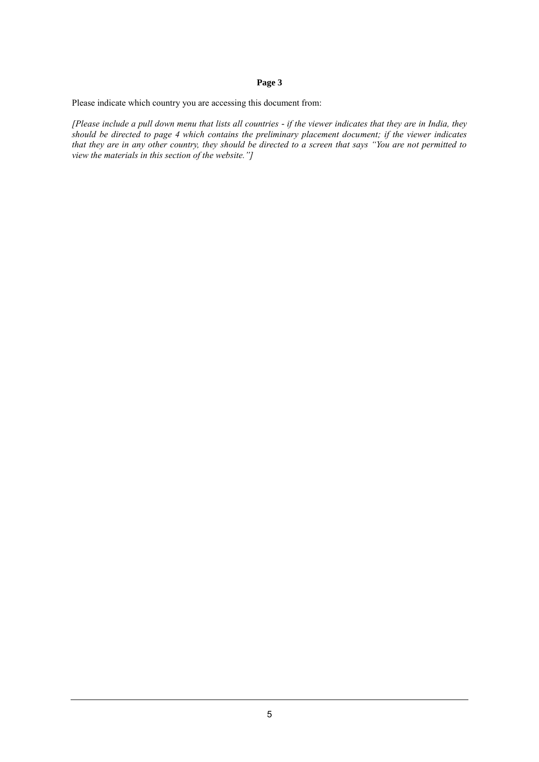**Page 3**

Please indicate which country you are accessing this document from:

*[Please include a pull down menu that lists all countries - if the viewer indicates that they are in India, they should be directed to page 4 which contains the preliminary placement document; if the viewer indicates that they are in any other country, they should be directed to a screen that says "You are not permitted to view the materials in this section of the website."]*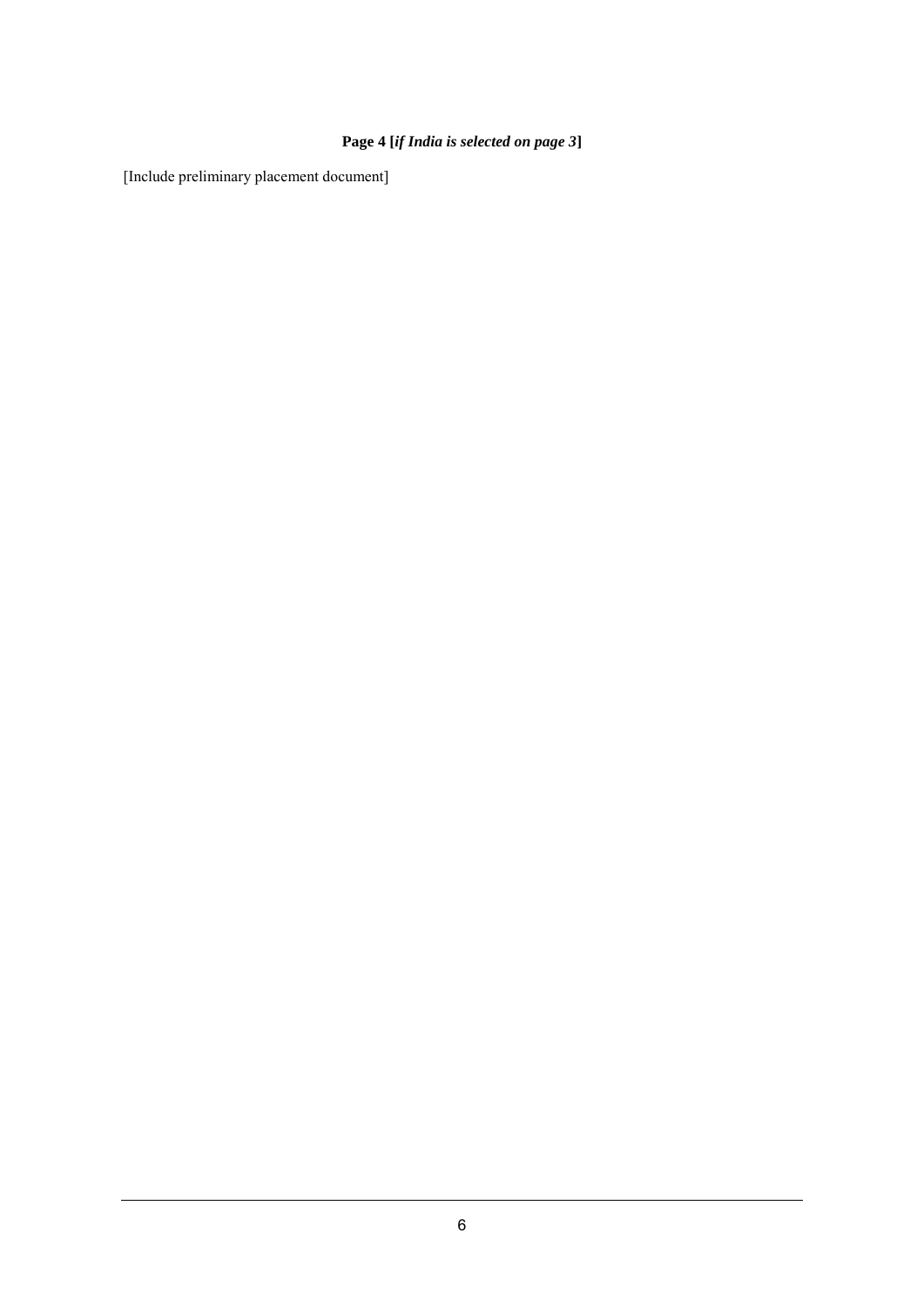**Page 4 [*if India is selected on page 3*]**

[Include preliminary placement document]